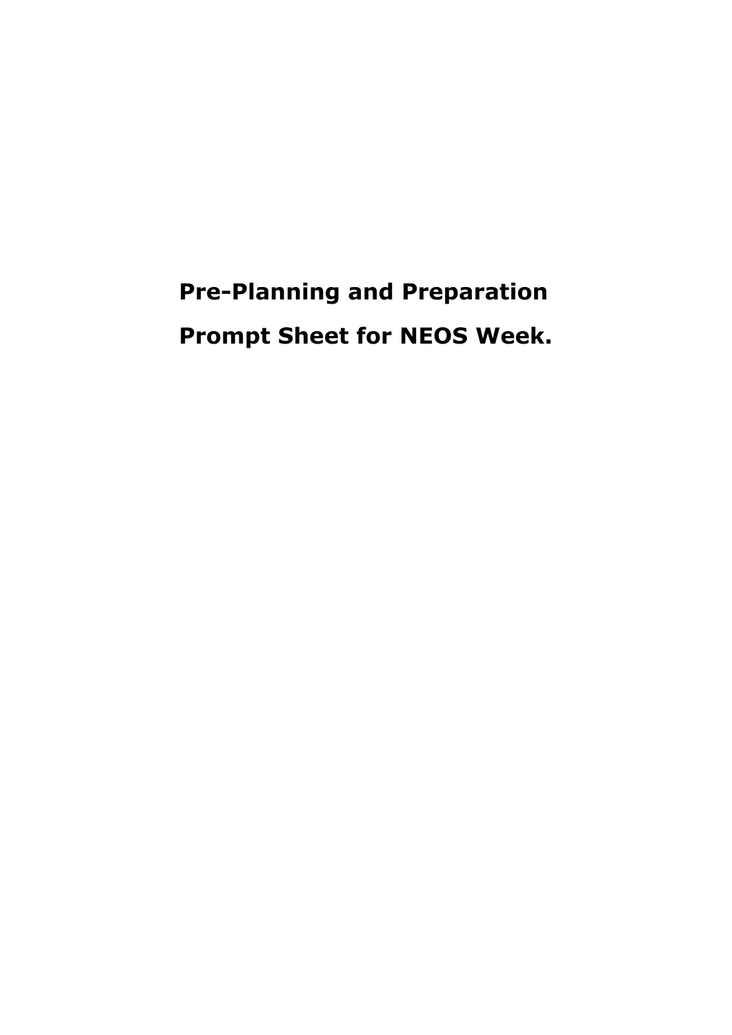# Pre-Planning and Preparation Prompt Sheet for NEOS Week.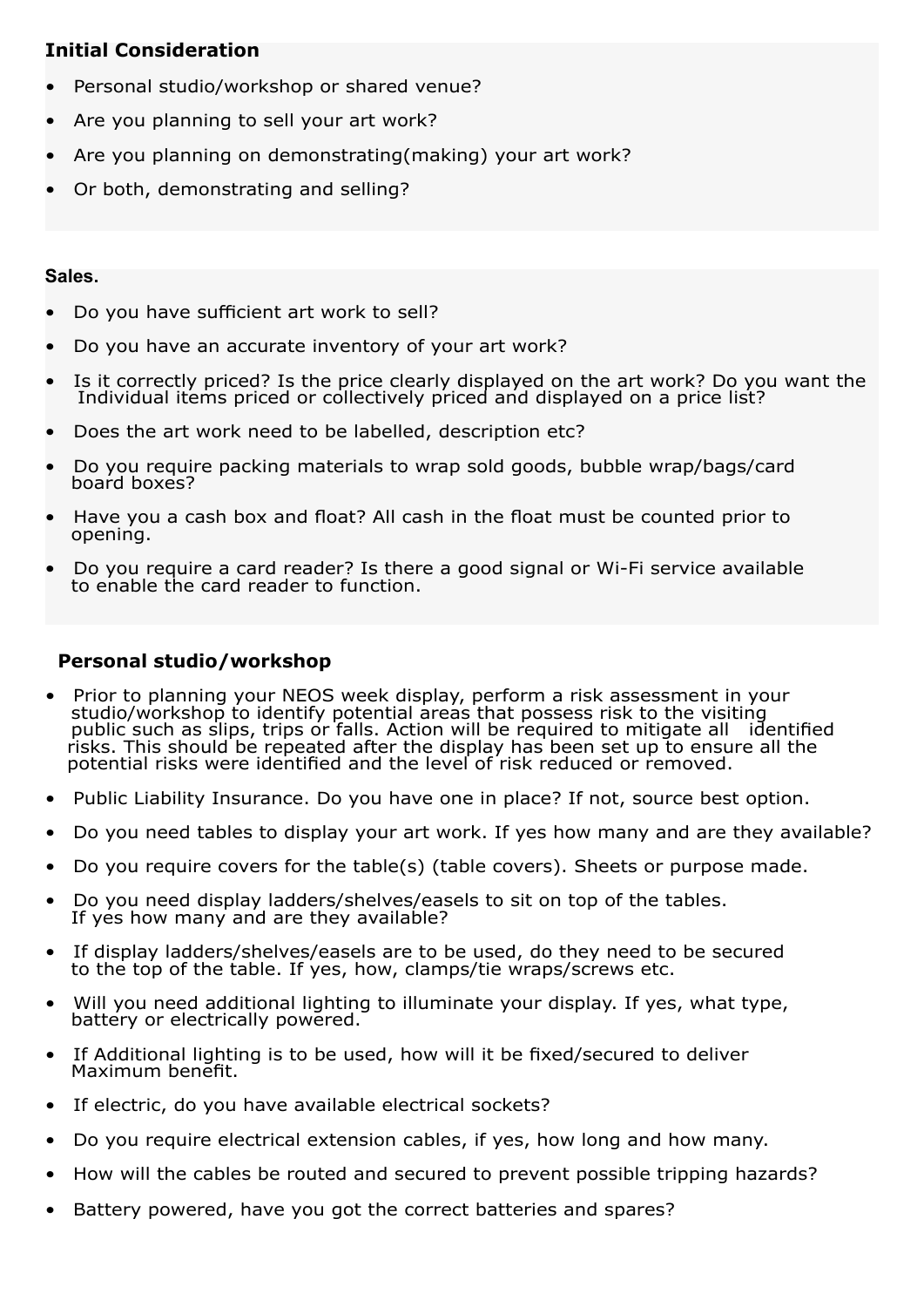## Initial Consideration

- Personal studio/workshop or shared venue?
- Are you planning to sell your art work?
- Are you planning on demonstrating(making) your art work?
- Or both, demonstrating and selling?

## Sales.

- Do you have sufficient art work to sell?
- Do you have an accurate inventory of your art work?
- Is it correctly priced? Is the price clearly displayed on the art work? Do you want the Individual items priced or collectively priced and displayed on a price list?
- Does the art work need to be labelled, description etc?
- Do you require packing materials to wrap sold goods, bubble wrap/bags/card board boxes?
- Have you a cash box and float? All cash in the float must be counted prior to opening.
- Do you require a card reader? Is there a good signal or Wi-Fi service available to enable the card reader to function.

## Personal studio/workshop

- Prior to planning your NEOS week display, perform a risk assessment in your studio/workshop to identify potential areas that possess risk to the visiting public such as slips, trips or falls. Action will be required to mitigate all identified risks. This should be repeated after the display has been set up to ensure all the potential risks were identified and the level of risk reduced or removed.
- Public Liability Insurance. Do you have one in place? If not, source best option.
- Do you need tables to display your art work. If yes how many and are they available?
- Do you require covers for the table(s) (table covers). Sheets or purpose made.
- Do you need display ladders/shelves/easels to sit on top of the tables. If yes how many and are they available?
- If display ladders/shelves/easels are to be used, do they need to be secured to the top of the table. If yes, how, clamps/tie wraps/screws etc.
- Will you need additional lighting to illuminate your display. If yes, what type, battery or electrically powered.
- If Additional lighting is to be used, how will it be fixed/secured to deliver Maximum benefit.
- If electric, do you have available electrical sockets?
- Do you require electrical extension cables, if yes, how long and how many.
- How will the cables be routed and secured to prevent possible tripping hazards?
- Battery powered, have you got the correct batteries and spares?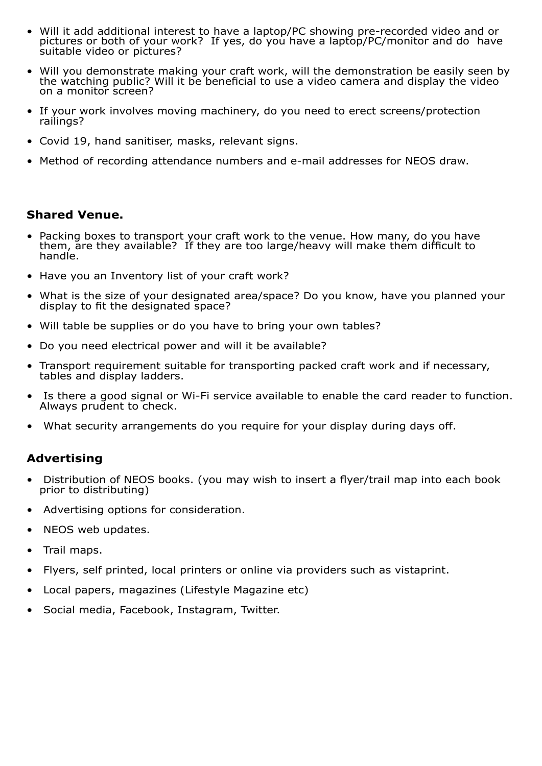- Will it add additional interest to have a laptop/PC showing pre-recorded video and or pictures or both of your work? If yes, do you have a laptop/PC/monitor and do have suitable video or pictures?
- Will you demonstrate making your craft work, will the demonstration be easily seen by the watching public? Will it be beneficial to use a video camera and display the video on a monitor screen?
- If your work involves moving machinery, do you need to erect screens/protection railings?
- Covid 19, hand sanitiser, masks, relevant signs.
- Method of recording attendance numbers and e-mail addresses for NEOS draw.

## Shared Venue.

- Packing boxes to transport your craft work to the venue. How many, do you have them, are they available? If they are too large/heavy will make them difficult to handle.
- Have you an Inventory list of your craft work?
- What is the size of your designated area/space? Do you know, have you planned your display to fit the designated space?
- Will table be supplies or do you have to bring your own tables?
- Do you need electrical power and will it be available?
- Transport requirement suitable for transporting packed craft work and if necessary, tables and display ladders.
- Is there a good signal or Wi-Fi service available to enable the card reader to function. Always prudent to check.
- What security arrangements do you require for your display during days off.

## Advertising

- Distribution of NEOS books. (you may wish to insert a flyer/trail map into each book prior to distributing)
- Advertising options for consideration.
- NEOS web updates.
- Trail maps.
- Flyers, self printed, local printers or online via providers such as vistaprint.
- Local papers, magazines (Lifestyle Magazine etc)
- Social media, Facebook, Instagram, Twitter.